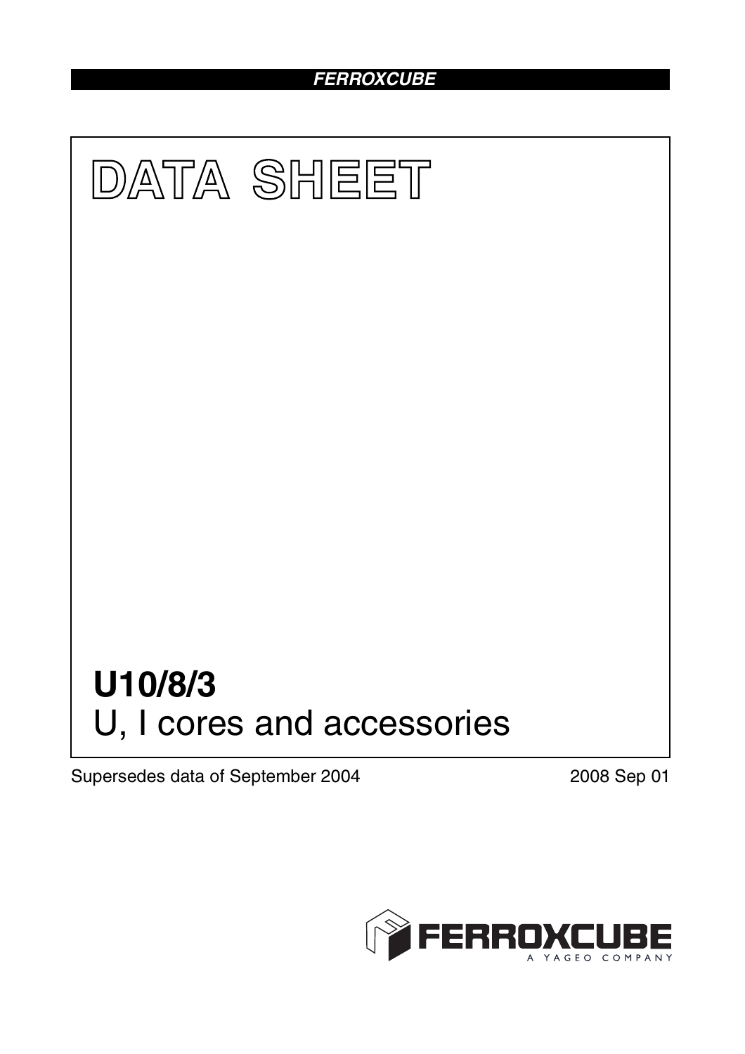FERROXCUBE

# DATA SHEET

# U10/8/3

## U, I cores and accessories

Supersedes data of September 2004

2008 Sep 01

FERROXCUBE
A YAGEO COMPANY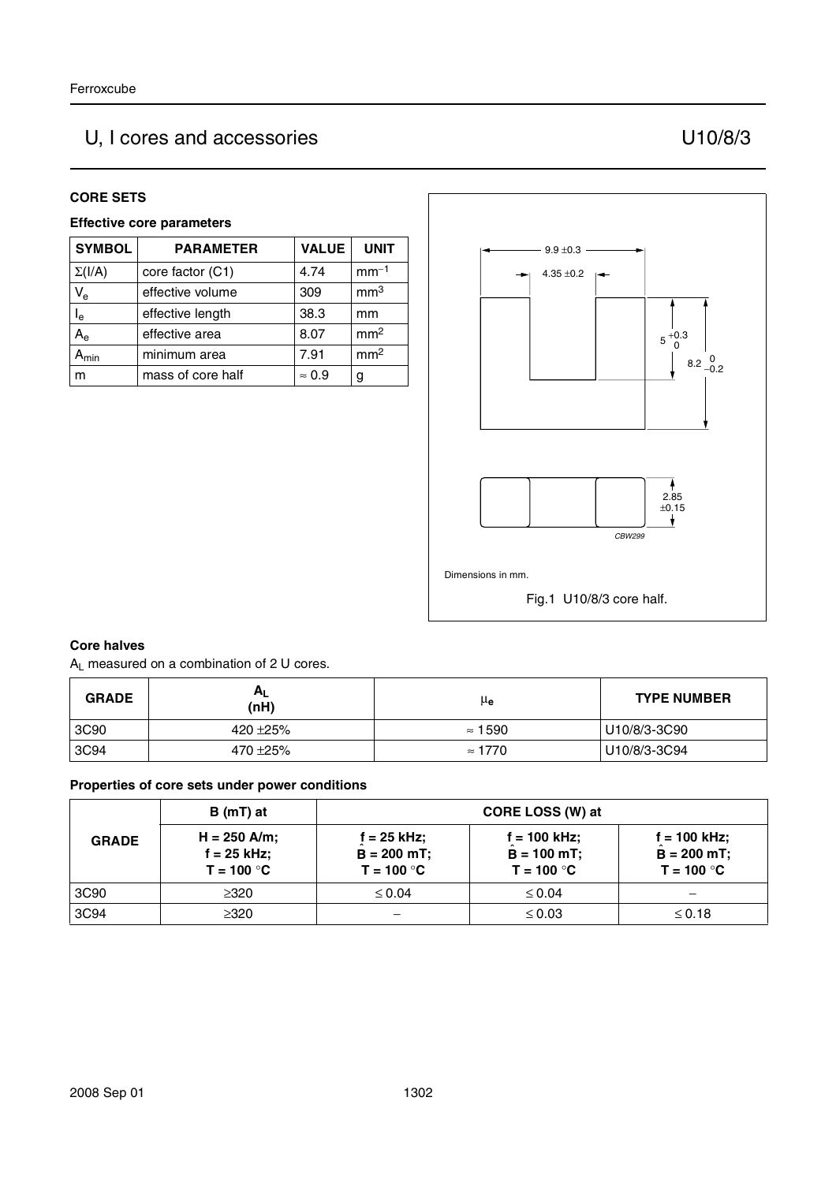## U, I cores and accessories — U10/8/3

### CORE SETS

#### Effective core parameters

| SYMBOL | PARAMETER | VALUE | UNIT |
|---|---|---|---|
| $\Sigma(I/A)$ | core factor (C1) | 4.74 | $mm^{-1}$ |
| $V_e$ | effective volume | 309 | $mm^3$ |
| $l_e$ | effective length | 38.3 | mm |
| $A_e$ | effective area | 8.07 | $mm^2$ |
| $A_{min}$ | minimum area | 7.91 | $mm^2$ |
| m | mass of core half | ≈ 0.9 | g |

9.9 ±0.3

4.35 ±0.2

$5^{+0.3}_{0}$

$8.2^{0}_{-0.2}$

2.85 ±0.15

CBW299

Dimensions in mm.

Fig.1 U10/8/3 core half.

#### Core halves

$A_L$ measured on a combination of 2 U cores.

| GRADE | $A_L$ (nH) | $\mu_e$ | TYPE NUMBER |
|---|---|---|---|
| 3C90 | 420 ±25% | ≈ 1590 | U10/8/3-3C90 |
| 3C94 | 470 ±25% | ≈ 1770 | U10/8/3-3C94 |

#### Properties of core sets under power conditions

| GRADE | B (mT) at | CORE LOSS (W) at | | |
|---|---|---|---|---|
| | H = 250 A/m; f = 25 kHz; T = 100 °C | f = 25 kHz; $\hat{B}$ = 200 mT; T = 100 °C | f = 100 kHz; $\hat{B}$ = 100 mT; T = 100 °C | f = 100 kHz; $\hat{B}$ = 200 mT; T = 100 °C |
| 3C90 | ≥320 | ≤ 0.04 | ≤ 0.04 | − |
| 3C94 | ≥320 | − | ≤ 0.03 | ≤ 0.18 |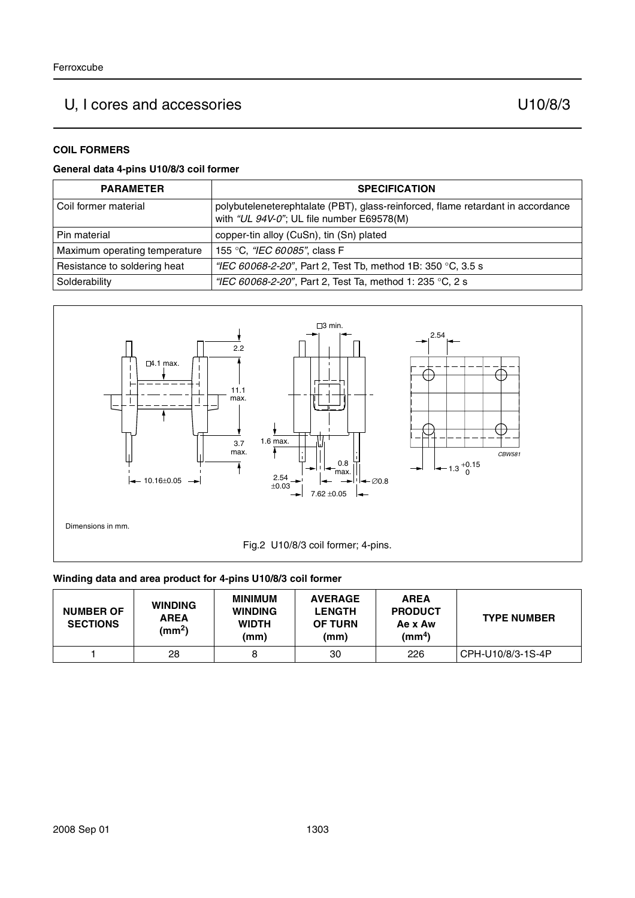# U, I cores and accessories U10/8/3

## COIL FORMERS

### General data 4-pins U10/8/3 coil former

| PARAMETER | SPECIFICATION |
|---|---|
| Coil former material | polybuteleneterephtalate (PBT), glass-reinforced, flame retardant in accordance with *"UL 94V-0"*; UL file number E69578(M) |
| Pin material | copper-tin alloy (CuSn), tin (Sn) plated |
| Maximum operating temperature | 155 °C, *"IEC 60085"*, class F |
| Resistance to soldering heat | *"IEC 60068-2-20"*, Part 2, Test Tb, method 1B: 350 °C, 3.5 s |
| Solderability | *"IEC 60068-2-20"*, Part 2, Test Ta, method 1: 235 °C, 2 s |

Dimensions in mm.

Fig.2 U10/8/3 coil former; 4-pins.

### Winding data and area product for 4-pins U10/8/3 coil former

| NUMBER OF SECTIONS | WINDING AREA ($mm^2$) | MINIMUM WINDING WIDTH (mm) | AVERAGE LENGTH OF TURN (mm) | AREA PRODUCT Ae x Aw ($mm^4$) | TYPE NUMBER |
|---|---|---|---|---|---|
| 1 | 28 | 8 | 30 | 226 | CPH-U10/8/3-1S-4P |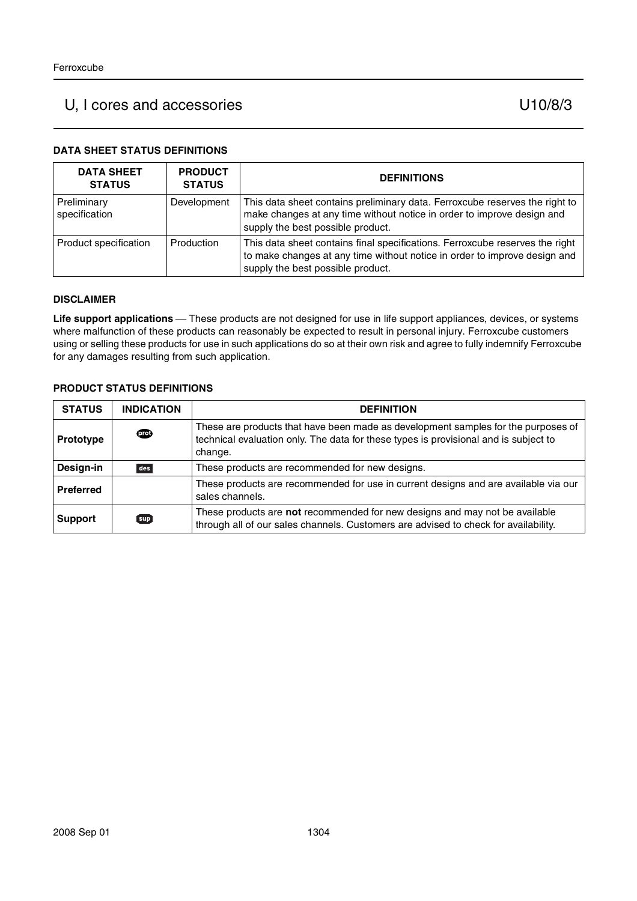## DATA SHEET STATUS DEFINITIONS

| DATA SHEET STATUS | PRODUCT STATUS | DEFINITIONS |
|---|---|---|
| Preliminary specification | Development | This data sheet contains preliminary data. Ferroxcube reserves the right to make changes at any time without notice in order to improve design and supply the best possible product. |
| Product specification | Production | This data sheet contains final specifications. Ferroxcube reserves the right to make changes at any time without notice in order to improve design and supply the best possible product. |

## DISCLAIMER

**Life support applications** — These products are not designed for use in life support appliances, devices, or systems where malfunction of these products can reasonably be expected to result in personal injury. Ferroxcube customers using or selling these products for use in such applications do so at their own risk and agree to fully indemnify Ferroxcube for any damages resulting from such application.

## PRODUCT STATUS DEFINITIONS

| STATUS | INDICATION | DEFINITION |
|---|---|---|
| **Prototype** | prot | These are products that have been made as development samples for the purposes of technical evaluation only. The data for these types is provisional and is subject to change. |
| **Design-in** | des | These products are recommended for new designs. |
| **Preferred** | | These products are recommended for use in current designs and are available via our sales channels. |
| **Support** | sup | These products are **not** recommended for new designs and may not be available through all of our sales channels. Customers are advised to check for availability. |